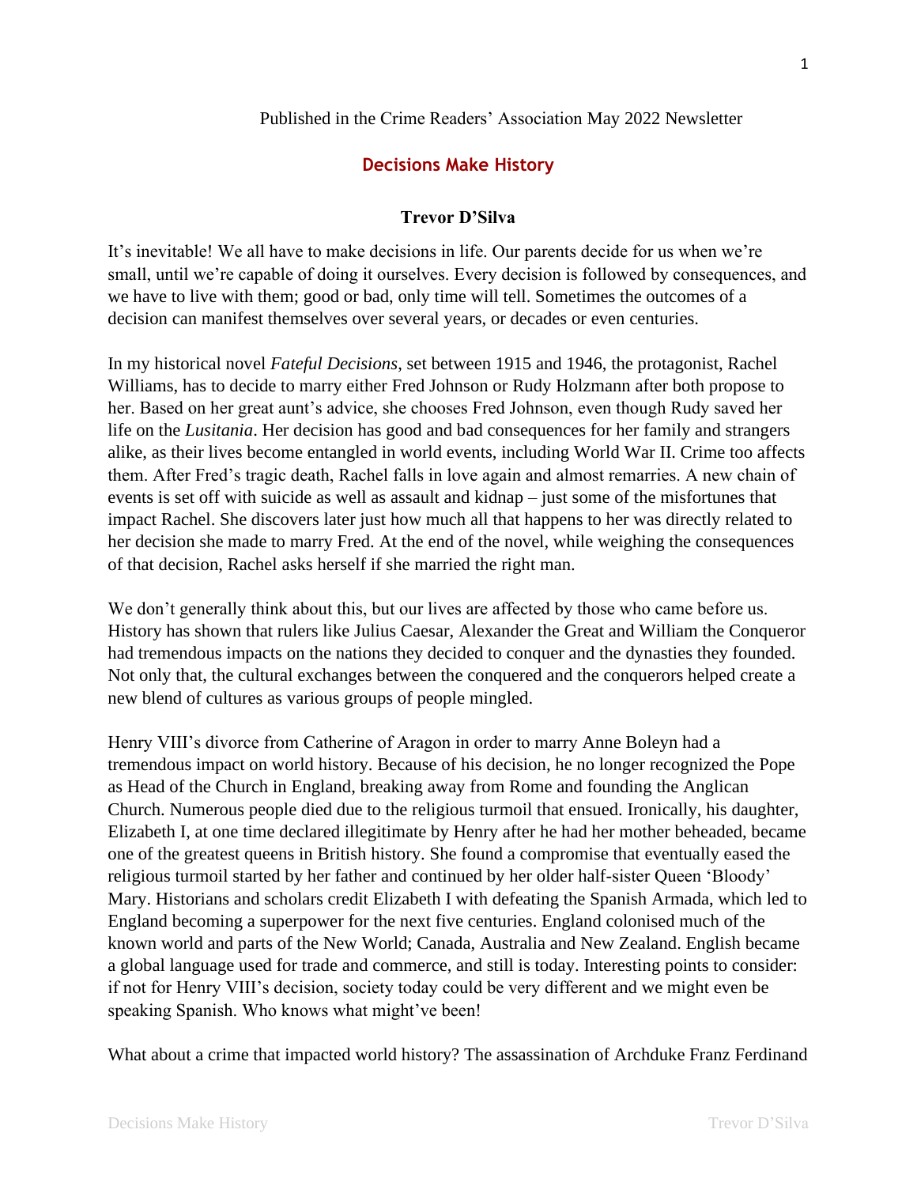Published in the Crime Readers' Association May 2022 Newsletter

# Decisions Make History

**Trevor D'Silva**

It's inevitable! We all have to make decisions in life. Our parents decide for us when we're small, until we're capable of doing it ourselves. Every decision is followed by consequences, and we have to live with them; good or bad, only time will tell. Sometimes the outcomes of a decision can manifest themselves over several years, or decades or even centuries.

In my historical novel *Fateful Decisions*, set between 1915 and 1946, the protagonist, Rachel Williams, has to decide to marry either Fred Johnson or Rudy Holzmann after both propose to her. Based on her great aunt's advice, she chooses Fred Johnson, even though Rudy saved her life on the *Lusitania*. Her decision has good and bad consequences for her family and strangers alike, as their lives become entangled in world events, including World War II. Crime too affects them. After Fred's tragic death, Rachel falls in love again and almost remarries. A new chain of events is set off with suicide as well as assault and kidnap – just some of the misfortunes that impact Rachel. She discovers later just how much all that happens to her was directly related to her decision she made to marry Fred. At the end of the novel, while weighing the consequences of that decision, Rachel asks herself if she married the right man.

We don't generally think about this, but our lives are affected by those who came before us. History has shown that rulers like Julius Caesar, Alexander the Great and William the Conqueror had tremendous impacts on the nations they decided to conquer and the dynasties they founded. Not only that, the cultural exchanges between the conquered and the conquerors helped create a new blend of cultures as various groups of people mingled.

Henry VIII's divorce from Catherine of Aragon in order to marry Anne Boleyn had a tremendous impact on world history. Because of his decision, he no longer recognized the Pope as Head of the Church in England, breaking away from Rome and founding the Anglican Church. Numerous people died due to the religious turmoil that ensued. Ironically, his daughter, Elizabeth I, at one time declared illegitimate by Henry after he had her mother beheaded, became one of the greatest queens in British history. She found a compromise that eventually eased the religious turmoil started by her father and continued by her older half-sister Queen 'Bloody' Mary. Historians and scholars credit Elizabeth I with defeating the Spanish Armada, which led to England becoming a superpower for the next five centuries. England colonised much of the known world and parts of the New World; Canada, Australia and New Zealand. English became a global language used for trade and commerce, and still is today. Interesting points to consider: if not for Henry VIII's decision, society today could be very different and we might even be speaking Spanish. Who knows what might've been!

What about a crime that impacted world history? The assassination of Archduke Franz Ferdinand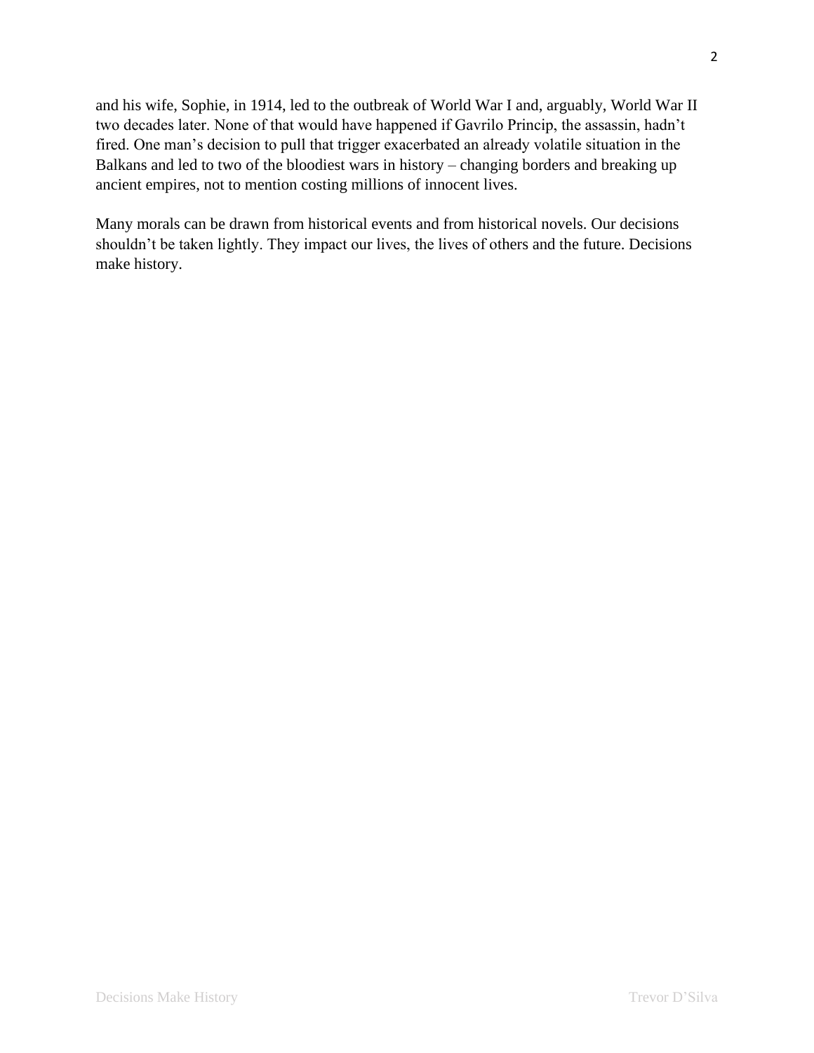and his wife, Sophie, in 1914, led to the outbreak of World War I and, arguably, World War II two decades later. None of that would have happened if Gavrilo Princip, the assassin, hadn't fired. One man's decision to pull that trigger exacerbated an already volatile situation in the Balkans and led to two of the bloodiest wars in history – changing borders and breaking up ancient empires, not to mention costing millions of innocent lives.

Many morals can be drawn from historical events and from historical novels. Our decisions shouldn't be taken lightly. They impact our lives, the lives of others and the future. Decisions make history.